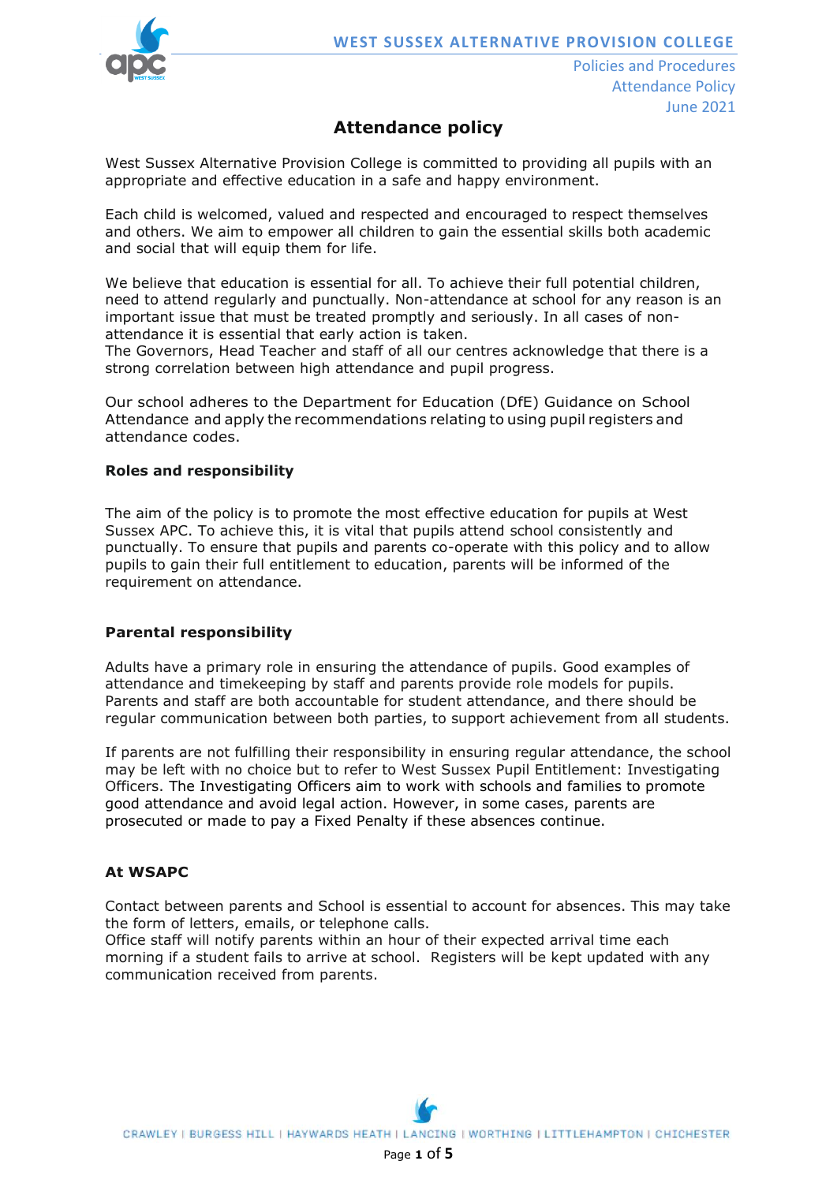# Attendance policy

West Sussex Alternative Provision College is committed to providing all pupils with an appropriate and effective education in a safe and happy environment.

Each child is welcomed, valued and respected and encouraged to respect themselves and others. We aim to empower all children to gain the essential skills both academic and social that will equip them for life.

We believe that education is essential for all. To achieve their full potential children, need to attend regularly and punctually. Non-attendance at school for any reason is an important issue that must be treated promptly and seriously. In all cases of non-attendance it is essential that early action is taken.
The Governors, Head Teacher and staff of all our centres acknowledge that there is a strong correlation between high attendance and pupil progress.

Our school adheres to the Department for Education (DfE) Guidance on School Attendance and apply the recommendations relating to using pupil registers and attendance codes.

### Roles and responsibility

The aim of the policy is to promote the most effective education for pupils at West Sussex APC. To achieve this, it is vital that pupils attend school consistently and punctually. To ensure that pupils and parents co-operate with this policy and to allow pupils to gain their full entitlement to education, parents will be informed of the requirement on attendance.

### Parental responsibility

Adults have a primary role in ensuring the attendance of pupils. Good examples of attendance and timekeeping by staff and parents provide role models for pupils. Parents and staff are both accountable for student attendance, and there should be regular communication between both parties, to support achievement from all students.

If parents are not fulfilling their responsibility in ensuring regular attendance, the school may be left with no choice but to refer to West Sussex Pupil Entitlement: Investigating Officers. The Investigating Officers aim to work with schools and families to promote good attendance and avoid legal action. However, in some cases, parents are prosecuted or made to pay a Fixed Penalty if these absences continue.

### At WSAPC

Contact between parents and School is essential to account for absences. This may take the form of letters, emails, or telephone calls.
Office staff will notify parents within an hour of their expected arrival time each morning if a student fails to arrive at school. Registers will be kept updated with any communication received from parents.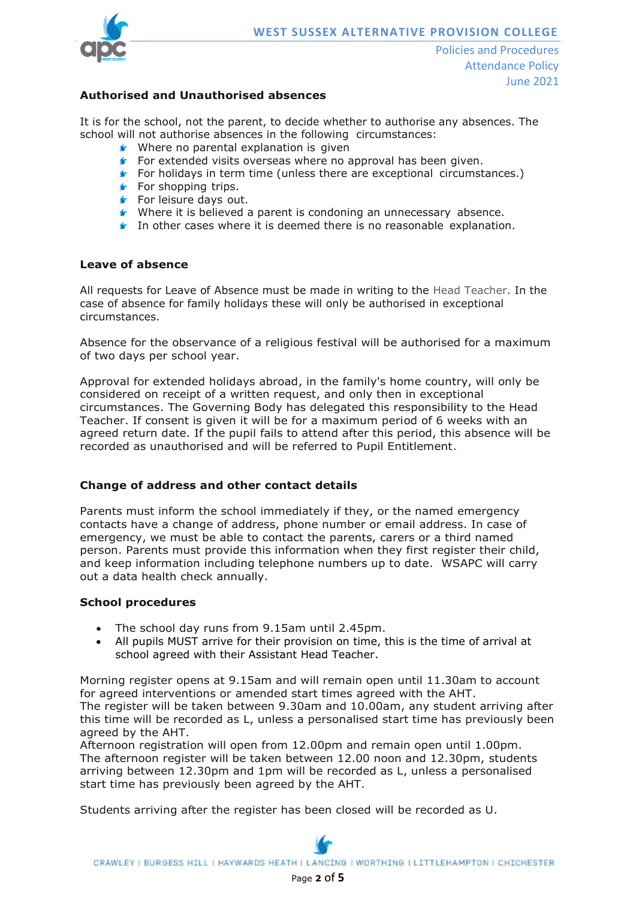### Authorised and Unauthorised absences

It is for the school, not the parent, to decide whether to authorise any absences. The school will not authorise absences in the following circumstances:

- Where no parental explanation is given
- For extended visits overseas where no approval has been given.
- For holidays in term time (unless there are exceptional circumstances.)
- For shopping trips.
- For leisure days out.
- Where it is believed a parent is condoning an unnecessary absence.
- In other cases where it is deemed there is no reasonable explanation.

### Leave of absence

All requests for Leave of Absence must be made in writing to the Head Teacher. In the case of absence for family holidays these will only be authorised in exceptional circumstances.

Absence for the observance of a religious festival will be authorised for a maximum of two days per school year.

Approval for extended holidays abroad, in the family's home country, will only be considered on receipt of a written request, and only then in exceptional circumstances. The Governing Body has delegated this responsibility to the Head Teacher. If consent is given it will be for a maximum period of 6 weeks with an agreed return date. If the pupil fails to attend after this period, this absence will be recorded as unauthorised and will be referred to Pupil Entitlement.

### Change of address and other contact details

Parents must inform the school immediately if they, or the named emergency contacts have a change of address, phone number or email address. In case of emergency, we must be able to contact the parents, carers or a third named person. Parents must provide this information when they first register their child, and keep information including telephone numbers up to date. WSAPC will carry out a data health check annually.

### School procedures

- The school day runs from 9.15am until 2.45pm.
- All pupils MUST arrive for their provision on time, this is the time of arrival at school agreed with their Assistant Head Teacher.

Morning register opens at 9.15am and will remain open until 11.30am to account for agreed interventions or amended start times agreed with the AHT.
The register will be taken between 9.30am and 10.00am, any student arriving after this time will be recorded as L, unless a personalised start time has previously been agreed by the AHT.
Afternoon registration will open from 12.00pm and remain open until 1.00pm.
The afternoon register will be taken between 12.00 noon and 12.30pm, students arriving between 12.30pm and 1pm will be recorded as L, unless a personalised start time has previously been agreed by the AHT.

Students arriving after the register has been closed will be recorded as U.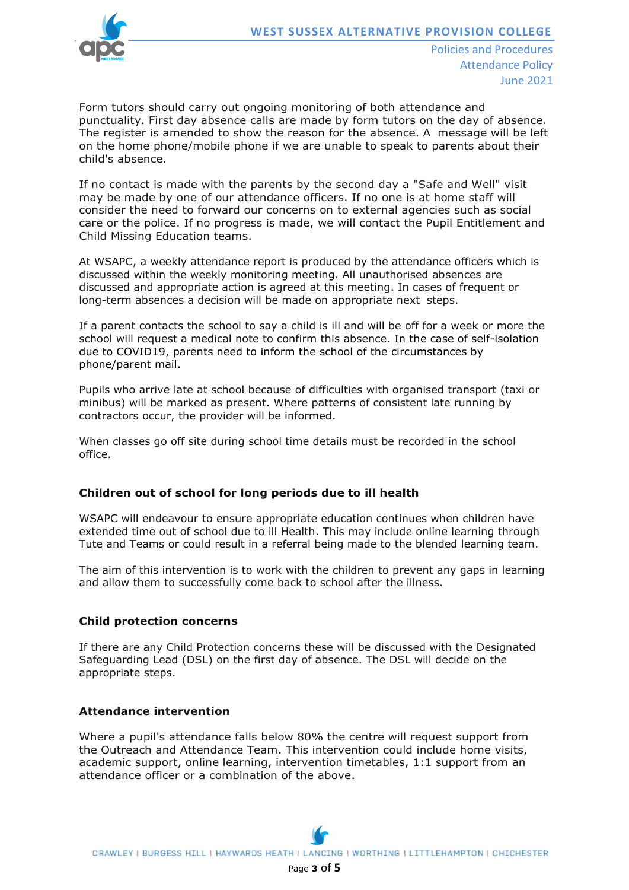Form tutors should carry out ongoing monitoring of both attendance and punctuality. First day absence calls are made by form tutors on the day of absence. The register is amended to show the reason for the absence. A message will be left on the home phone/mobile phone if we are unable to speak to parents about their child's absence.

If no contact is made with the parents by the second day a "Safe and Well" visit may be made by one of our attendance officers. If no one is at home staff will consider the need to forward our concerns on to external agencies such as social care or the police. If no progress is made, we will contact the Pupil Entitlement and Child Missing Education teams.

At WSAPC, a weekly attendance report is produced by the attendance officers which is discussed within the weekly monitoring meeting. All unauthorised absences are discussed and appropriate action is agreed at this meeting. In cases of frequent or long-term absences a decision will be made on appropriate next steps.

If a parent contacts the school to say a child is ill and will be off for a week or more the school will request a medical note to confirm this absence. In the case of self-isolation due to COVID19, parents need to inform the school of the circumstances by phone/parent mail.

Pupils who arrive late at school because of difficulties with organised transport (taxi or minibus) will be marked as present. Where patterns of consistent late running by contractors occur, the provider will be informed.

When classes go off site during school time details must be recorded in the school office.

### Children out of school for long periods due to ill health

WSAPC will endeavour to ensure appropriate education continues when children have extended time out of school due to ill Health. This may include online learning through Tute and Teams or could result in a referral being made to the blended learning team.

The aim of this intervention is to work with the children to prevent any gaps in learning and allow them to successfully come back to school after the illness.

### Child protection concerns

If there are any Child Protection concerns these will be discussed with the Designated Safeguarding Lead (DSL) on the first day of absence. The DSL will decide on the appropriate steps.

### Attendance intervention

Where a pupil's attendance falls below 80% the centre will request support from the Outreach and Attendance Team. This intervention could include home visits, academic support, online learning, intervention timetables, 1:1 support from an attendance officer or a combination of the above.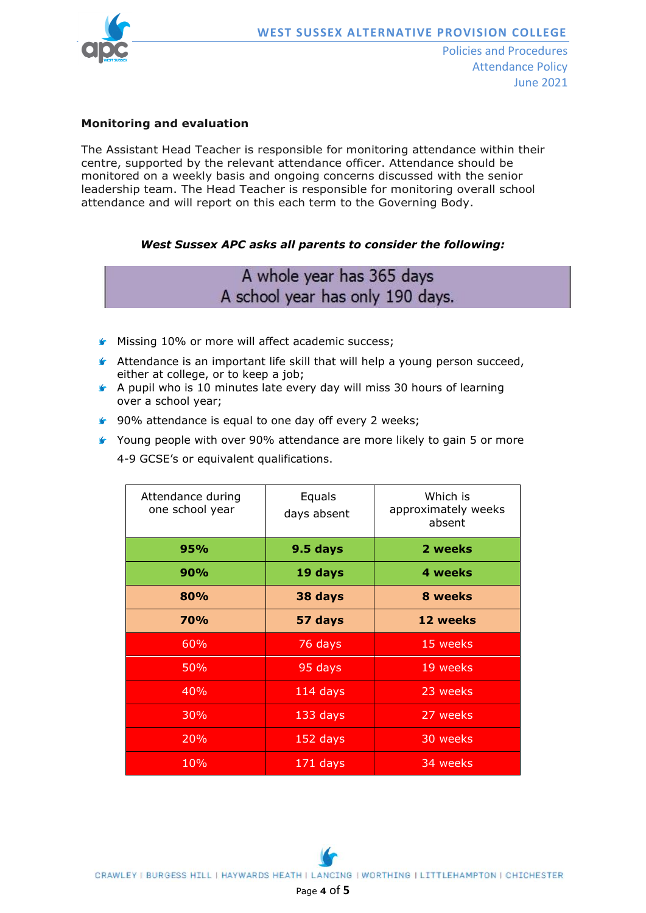**Monitoring and evaluation**

The Assistant Head Teacher is responsible for monitoring attendance within their centre, supported by the relevant attendance officer. Attendance should be monitored on a weekly basis and ongoing concerns discussed with the senior leadership team. The Head Teacher is responsible for monitoring overall school attendance and will report on this each term to the Governing Body.

***West Sussex APC asks all parents to consider the following:***

A whole year has 365 days
A school year has only 190 days.

- Missing 10% or more will affect academic success;
- Attendance is an important life skill that will help a young person succeed, either at college, or to keep a job;
- A pupil who is 10 minutes late every day will miss 30 hours of learning over a school year;
- 90% attendance is equal to one day off every 2 weeks;
- Young people with over 90% attendance are more likely to gain 5 or more 4-9 GCSE's or equivalent qualifications.

| Attendance during one school year | Equals days absent | Which is approximately weeks absent |
|---|---|---|
| **95%** | **9.5 days** | **2 weeks** |
| **90%** | **19 days** | **4 weeks** |
| **80%** | **38 days** | **8 weeks** |
| **70%** | **57 days** | **12 weeks** |
| 60% | 76 days | 15 weeks |
| 50% | 95 days | 19 weeks |
| 40% | 114 days | 23 weeks |
| 30% | 133 days | 27 weeks |
| 20% | 152 days | 30 weeks |
| 10% | 171 days | 34 weeks |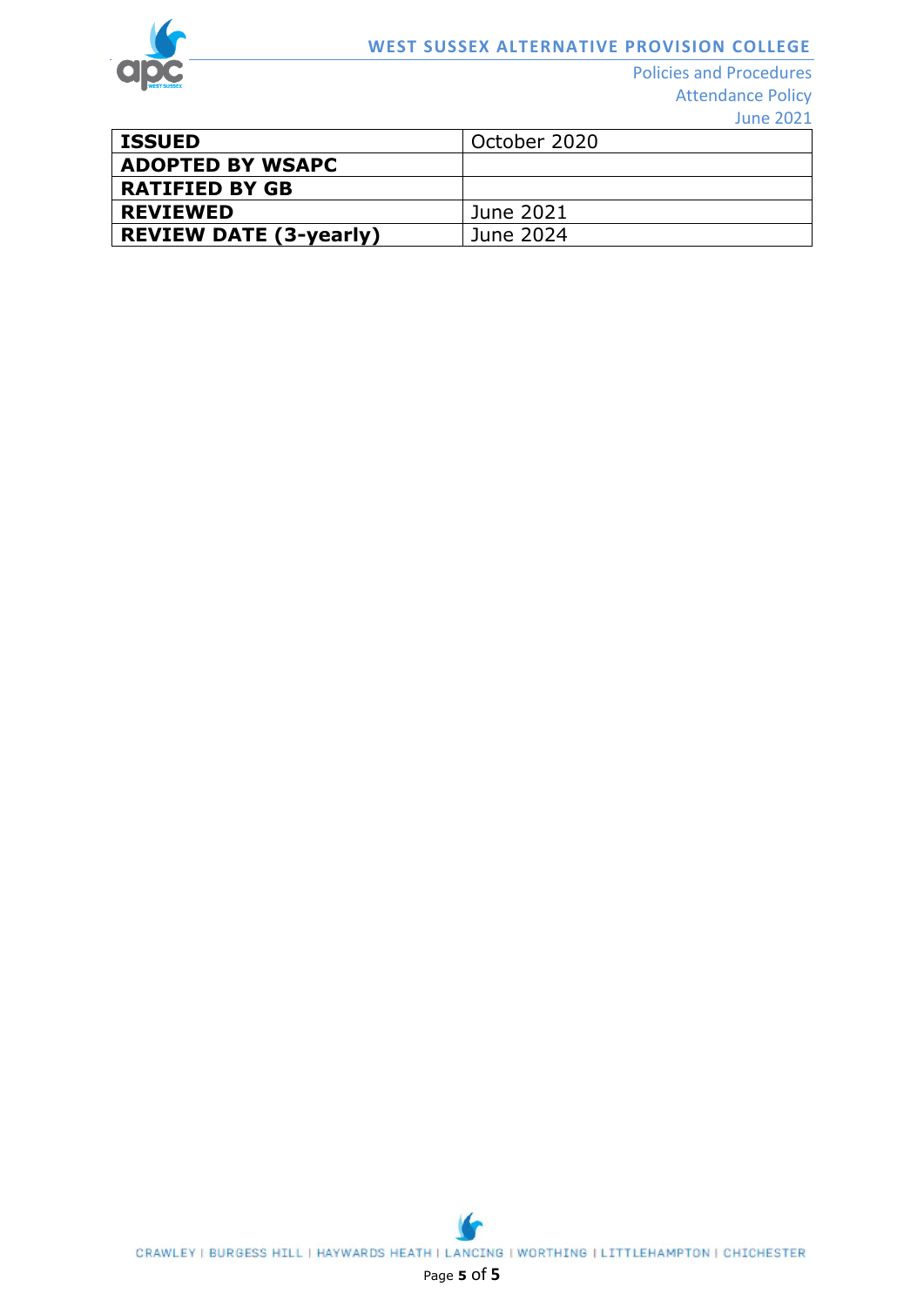| | |
|---|---|
| **ISSUED** | October 2020 |
| **ADOPTED BY WSAPC** | |
| **RATIFIED BY GB** | |
| **REVIEWED** | June 2021 |
| **REVIEW DATE (3-yearly)** | June 2024 |